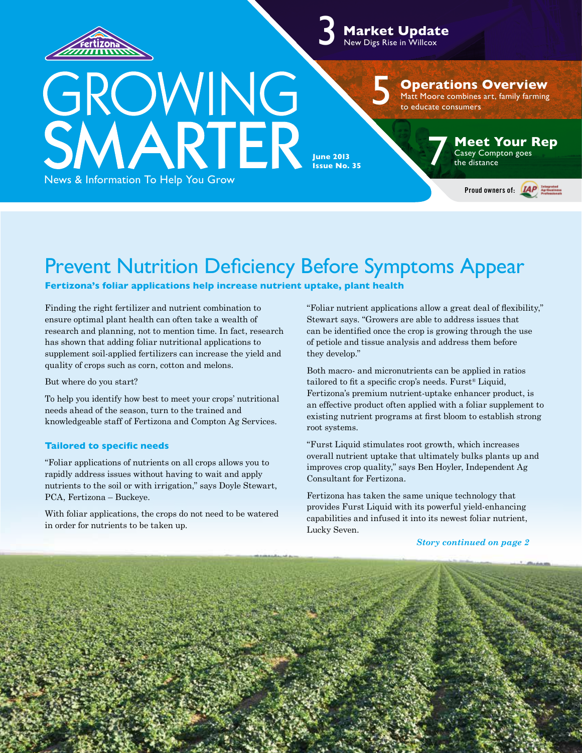Fertizona

# GROWING SMARTER

News & Information To Help You Grow

June 2013
Issue No. 35

**3 Market Update**
New Digs Rise in Willcox

**5 Operations Overview**
Matt Moore combines art, family farming to educate consumers

**7 Meet Your Rep**
Casey Compton goes the distance

Proud owners of: IAP Integrated Agribusiness Professionals

## Prevent Nutrition Deficiency Before Symptoms Appear

**Fertizona's foliar applications help increase nutrient uptake, plant health**

Finding the right fertilizer and nutrient combination to ensure optimal plant health can often take a wealth of research and planning, not to mention time. In fact, research has shown that adding foliar nutritional applications to supplement soil-applied fertilizers can increase the yield and quality of crops such as corn, cotton and melons.

But where do you start?

To help you identify how best to meet your crops' nutritional needs ahead of the season, turn to the trained and knowledgeable staff of Fertizona and Compton Ag Services.

### Tailored to specific needs

"Foliar applications of nutrients on all crops allows you to rapidly address issues without having to wait and apply nutrients to the soil or with irrigation," says Doyle Stewart, PCA, Fertizona – Buckeye.

With foliar applications, the crops do not need to be watered in order for nutrients to be taken up.

"Foliar nutrient applications allow a great deal of flexibility," Stewart says. "Growers are able to address issues that can be identified once the crop is growing through the use of petiole and tissue analysis and address them before they develop."

Both macro- and micronutrients can be applied in ratios tailored to fit a specific crop's needs. Furst® Liquid, Fertizona's premium nutrient-uptake enhancer product, is an effective product often applied with a foliar supplement to existing nutrient programs at first bloom to establish strong root systems.

"Furst Liquid stimulates root growth, which increases overall nutrient uptake that ultimately bulks plants up and improves crop quality," says Ben Hoyler, Independent Ag Consultant for Fertizona.

Fertizona has taken the same unique technology that provides Furst Liquid with its powerful yield-enhancing capabilities and infused it into its newest foliar nutrient, Lucky Seven.

*Story continued on page 2*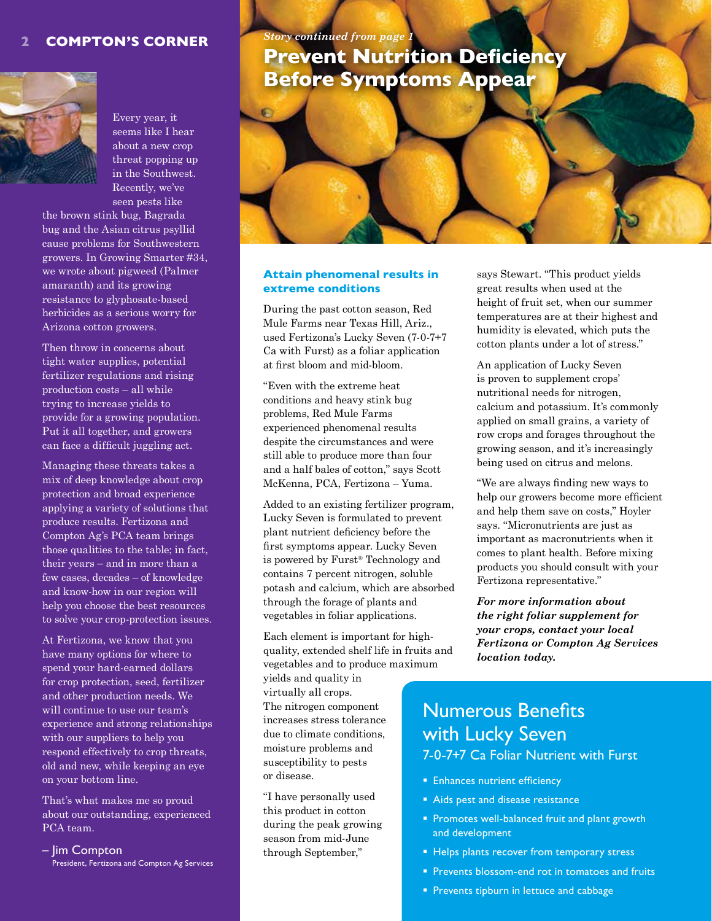## COMPTON'S CORNER

Every year, it seems like I hear about a new crop threat popping up in the Southwest. Recently, we've seen pests like the brown stink bug, Bagrada bug and the Asian citrus psyllid cause problems for Southwestern growers. In Growing Smarter #34, we wrote about pigweed (Palmer amaranth) and its growing resistance to glyphosate-based herbicides as a serious worry for Arizona cotton growers.

Then throw in concerns about tight water supplies, potential fertilizer regulations and rising production costs – all while trying to increase yields to provide for a growing population. Put it all together, and growers can face a difficult juggling act.

Managing these threats takes a mix of deep knowledge about crop protection and broad experience applying a variety of solutions that produce results. Fertizona and Compton Ag's PCA team brings those qualities to the table; in fact, their years – and in more than a few cases, decades – of knowledge and know-how in our region will help you choose the best resources to solve your crop-protection issues.

At Fertizona, we know that you have many options for where to spend your hard-earned dollars for crop protection, seed, fertilizer and other production needs. We will continue to use our team's experience and strong relationships with our suppliers to help you respond effectively to crop threats, old and new, while keeping an eye on your bottom line.

That's what makes me so proud about our outstanding, experienced PCA team.

– Jim Compton
President, Fertizona and Compton Ag Services

*Story continued from page 1*

# Prevent Nutrition Deficiency Before Symptoms Appear

### Attain phenomenal results in extreme conditions

During the past cotton season, Red Mule Farms near Texas Hill, Ariz., used Fertizona's Lucky Seven (7-0-7+7 Ca with Furst) as a foliar application at first bloom and mid-bloom.

"Even with the extreme heat conditions and heavy stink bug problems, Red Mule Farms experienced phenomenal results despite the circumstances and were still able to produce more than four and a half bales of cotton," says Scott McKenna, PCA, Fertizona – Yuma.

Added to an existing fertilizer program, Lucky Seven is formulated to prevent plant nutrient deficiency before the first symptoms appear. Lucky Seven is powered by Furst® Technology and contains 7 percent nitrogen, soluble potash and calcium, which are absorbed through the forage of plants and vegetables in foliar applications.

Each element is important for high-quality, extended shelf life in fruits and vegetables and to produce maximum yields and quality in virtually all crops. The nitrogen component increases stress tolerance due to climate conditions, moisture problems and susceptibility to pests or disease.

"I have personally used this product in cotton during the peak growing season from mid-June through September," says Stewart. "This product yields great results when used at the height of fruit set, when our summer temperatures are at their highest and humidity is elevated, which puts the cotton plants under a lot of stress."

An application of Lucky Seven is proven to supplement crops' nutritional needs for nitrogen, calcium and potassium. It's commonly applied on small grains, a variety of row crops and forages throughout the growing season, and it's increasingly being used on citrus and melons.

"We are always finding new ways to help our growers become more efficient and help them save on costs," Hoyler says. "Micronutrients are just as important as macronutrients when it comes to plant health. Before mixing products you should consult with your Fertizona representative."

***For more information about the right foliar supplement for your crops, contact your local Fertizona or Compton Ag Services location today.***

## Numerous Benefits with Lucky Seven

### 7-0-7+7 Ca Foliar Nutrient with Furst

- Enhances nutrient efficiency
- Aids pest and disease resistance
- Promotes well-balanced fruit and plant growth and development
- Helps plants recover from temporary stress
- Prevents blossom-end rot in tomatoes and fruits
- Prevents tipburn in lettuce and cabbage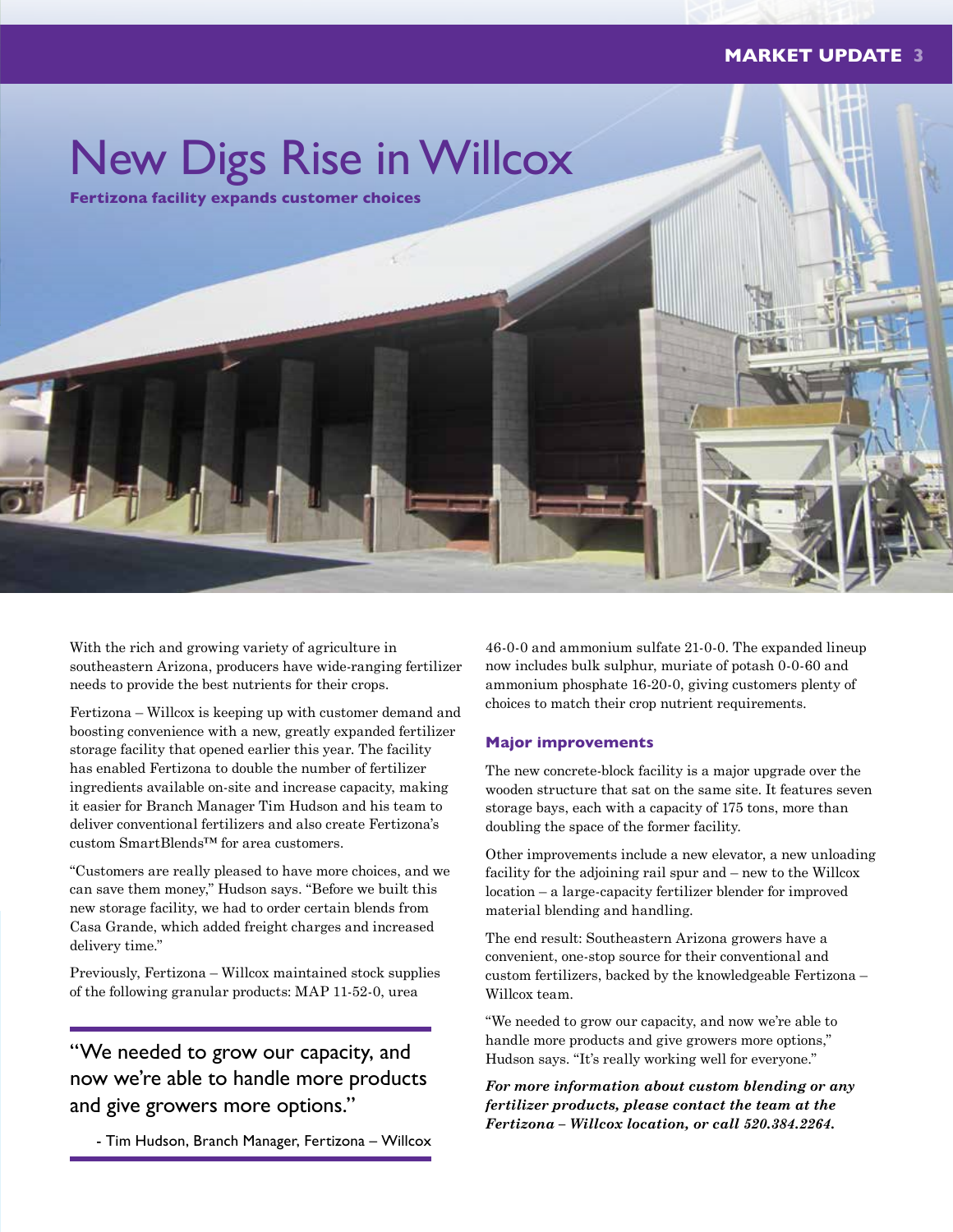# New Digs Rise in Willcox

**Fertizona facility expands customer choices**

With the rich and growing variety of agriculture in southeastern Arizona, producers have wide-ranging fertilizer needs to provide the best nutrients for their crops.

Fertizona – Willcox is keeping up with customer demand and boosting convenience with a new, greatly expanded fertilizer storage facility that opened earlier this year. The facility has enabled Fertizona to double the number of fertilizer ingredients available on-site and increase capacity, making it easier for Branch Manager Tim Hudson and his team to deliver conventional fertilizers and also create Fertizona's custom SmartBlends™ for area customers.

"Customers are really pleased to have more choices, and we can save them money," Hudson says. "Before we built this new storage facility, we had to order certain blends from Casa Grande, which added freight charges and increased delivery time."

Previously, Fertizona – Willcox maintained stock supplies of the following granular products: MAP 11-52-0, urea 46-0-0 and ammonium sulfate 21-0-0. The expanded lineup now includes bulk sulphur, muriate of potash 0-0-60 and ammonium phosphate 16-20-0, giving customers plenty of choices to match their crop nutrient requirements.

> "We needed to grow our capacity, and now we're able to handle more products and give growers more options."
>
> - Tim Hudson, Branch Manager, Fertizona – Willcox

### Major improvements

The new concrete-block facility is a major upgrade over the wooden structure that sat on the same site. It features seven storage bays, each with a capacity of 175 tons, more than doubling the space of the former facility.

Other improvements include a new elevator, a new unloading facility for the adjoining rail spur and – new to the Willcox location – a large-capacity fertilizer blender for improved material blending and handling.

The end result: Southeastern Arizona growers have a convenient, one-stop source for their conventional and custom fertilizers, backed by the knowledgeable Fertizona – Willcox team.

"We needed to grow our capacity, and now we're able to handle more products and give growers more options," Hudson says. "It's really working well for everyone."

***For more information about custom blending or any fertilizer products, please contact the team at the Fertizona – Willcox location, or call 520.384.2264.***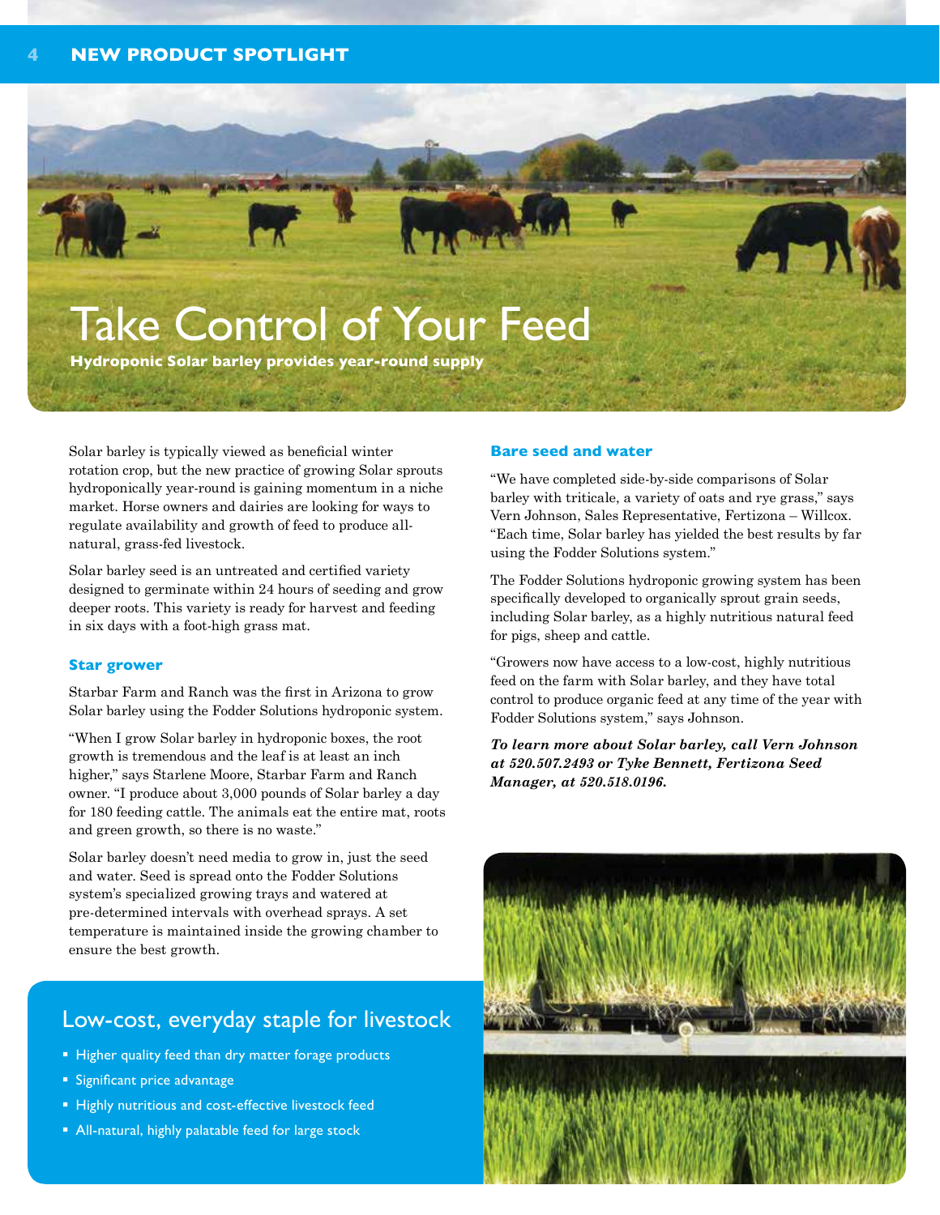# Take Control of Your Feed

**Hydroponic Solar barley provides year-round supply**

Solar barley is typically viewed as beneficial winter rotation crop, but the new practice of growing Solar sprouts hydroponically year-round is gaining momentum in a niche market. Horse owners and dairies are looking for ways to regulate availability and growth of feed to produce all-natural, grass-fed livestock.

Solar barley seed is an untreated and certified variety designed to germinate within 24 hours of seeding and grow deeper roots. This variety is ready for harvest and feeding in six days with a foot-high grass mat.

### Star grower

Starbar Farm and Ranch was the first in Arizona to grow Solar barley using the Fodder Solutions hydroponic system.

"When I grow Solar barley in hydroponic boxes, the root growth is tremendous and the leaf is at least an inch higher," says Starlene Moore, Starbar Farm and Ranch owner. "I produce about 3,000 pounds of Solar barley a day for 180 feeding cattle. The animals eat the entire mat, roots and green growth, so there is no waste."

Solar barley doesn't need media to grow in, just the seed and water. Seed is spread onto the Fodder Solutions system's specialized growing trays and watered at pre-determined intervals with overhead sprays. A set temperature is maintained inside the growing chamber to ensure the best growth.

## Low-cost, everyday staple for livestock

- Higher quality feed than dry matter forage products
- Significant price advantage
- Highly nutritious and cost-effective livestock feed
- All-natural, highly palatable feed for large stock

### Bare seed and water

"We have completed side-by-side comparisons of Solar barley with triticale, a variety of oats and rye grass," says Vern Johnson, Sales Representative, Fertizona – Willcox. "Each time, Solar barley has yielded the best results by far using the Fodder Solutions system."

The Fodder Solutions hydroponic growing system has been specifically developed to organically sprout grain seeds, including Solar barley, as a highly nutritious natural feed for pigs, sheep and cattle.

"Growers now have access to a low-cost, highly nutritious feed on the farm with Solar barley, and they have total control to produce organic feed at any time of the year with Fodder Solutions system," says Johnson.

***To learn more about Solar barley, call Vern Johnson at 520.507.2493 or Tyke Bennett, Fertizona Seed Manager, at 520.518.0196.***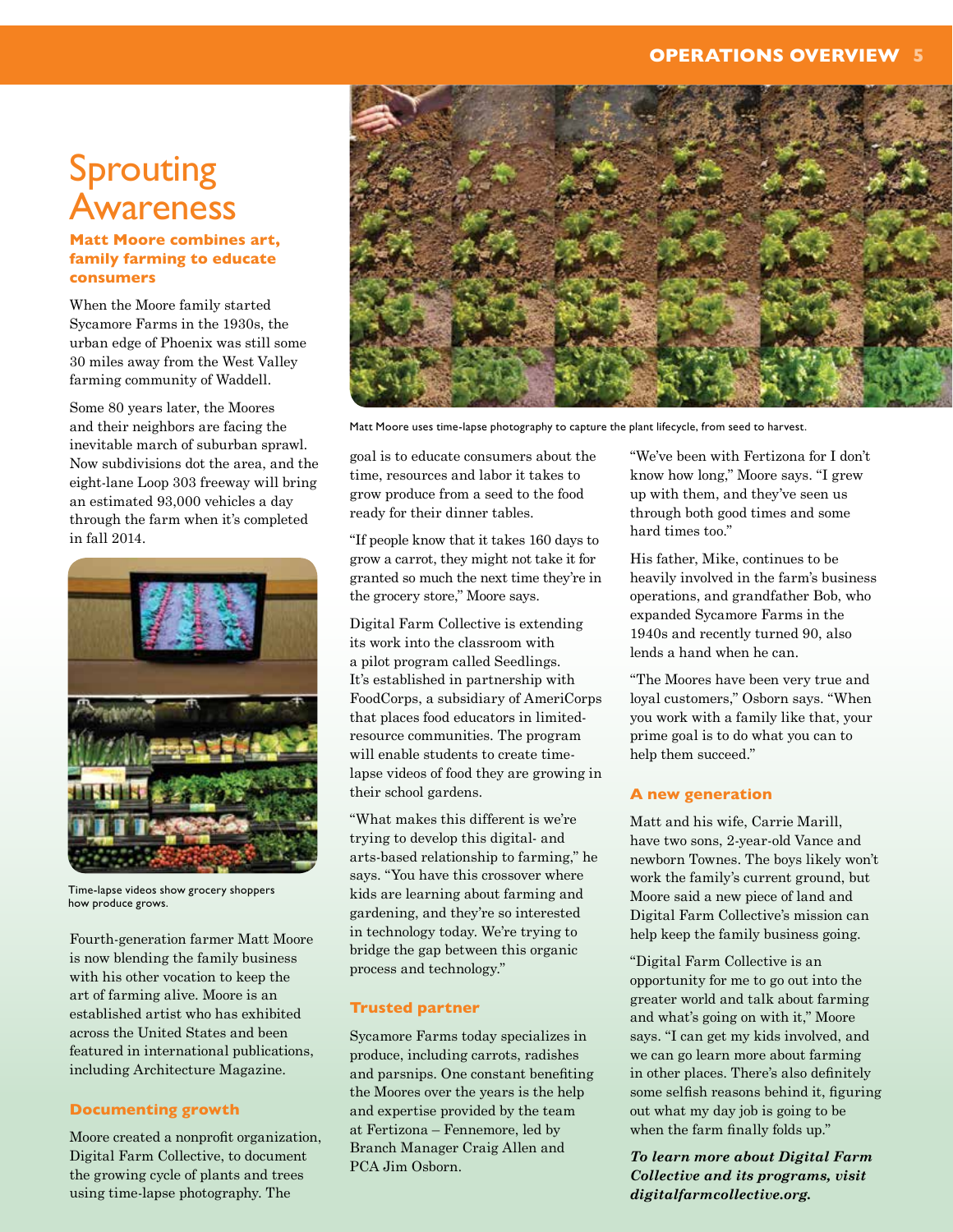# Sprouting Awareness

### Matt Moore combines art, family farming to educate consumers

When the Moore family started Sycamore Farms in the 1930s, the urban edge of Phoenix was still some 30 miles away from the West Valley farming community of Waddell.

Some 80 years later, the Moores and their neighbors are facing the inevitable march of suburban sprawl. Now subdivisions dot the area, and the eight-lane Loop 303 freeway will bring an estimated 93,000 vehicles a day through the farm when it's completed in fall 2014.

Time-lapse videos show grocery shoppers how produce grows.

Fourth-generation farmer Matt Moore is now blending the family business with his other vocation to keep the art of farming alive. Moore is an established artist who has exhibited across the United States and been featured in international publications, including Architecture Magazine.

### Documenting growth

Moore created a nonprofit organization, Digital Farm Collective, to document the growing cycle of plants and trees using time-lapse photography. The goal is to educate consumers about the time, resources and labor it takes to grow produce from a seed to the food ready for their dinner tables.

Matt Moore uses time-lapse photography to capture the plant lifecycle, from seed to harvest.

"If people know that it takes 160 days to grow a carrot, they might not take it for granted so much the next time they're in the grocery store," Moore says.

Digital Farm Collective is extending its work into the classroom with a pilot program called Seedlings. It's established in partnership with FoodCorps, a subsidiary of AmeriCorps that places food educators in limited-resource communities. The program will enable students to create time-lapse videos of food they are growing in their school gardens.

"What makes this different is we're trying to develop this digital- and arts-based relationship to farming," he says. "You have this crossover where kids are learning about farming and gardening, and they're so interested in technology today. We're trying to bridge the gap between this organic process and technology."

### Trusted partner

Sycamore Farms today specializes in produce, including carrots, radishes and parsnips. One constant benefiting the Moores over the years is the help and expertise provided by the team at Fertizona – Fennemore, led by Branch Manager Craig Allen and PCA Jim Osborn.

"We've been with Fertizona for I don't know how long," Moore says. "I grew up with them, and they've seen us through both good times and some hard times too."

His father, Mike, continues to be heavily involved in the farm's business operations, and grandfather Bob, who expanded Sycamore Farms in the 1940s and recently turned 90, also lends a hand when he can.

"The Moores have been very true and loyal customers," Osborn says. "When you work with a family like that, your prime goal is to do what you can to help them succeed."

### A new generation

Matt and his wife, Carrie Marill, have two sons, 2-year-old Vance and newborn Townes. The boys likely won't work the family's current ground, but Moore said a new piece of land and Digital Farm Collective's mission can help keep the family business going.

"Digital Farm Collective is an opportunity for me to go out into the greater world and talk about farming and what's going on with it," Moore says. "I can get my kids involved, and we can go learn more about farming in other places. There's also definitely some selfish reasons behind it, figuring out what my day job is going to be when the farm finally folds up."

***To learn more about Digital Farm Collective and its programs, visit digitalfarmcollective.org.***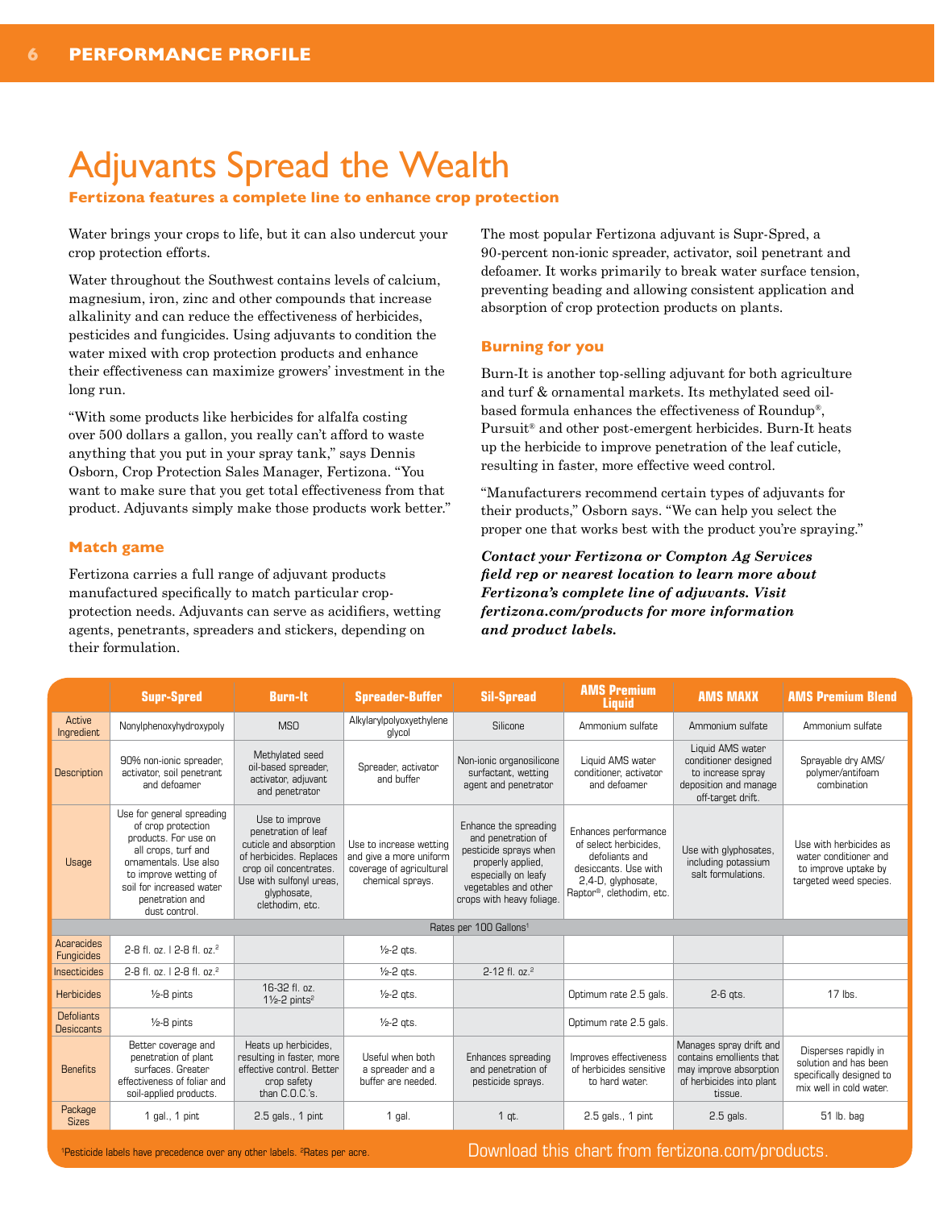# Adjuvants Spread the Wealth

**Fertizona features a complete line to enhance crop protection**

Water brings your crops to life, but it can also undercut your crop protection efforts.

Water throughout the Southwest contains levels of calcium, magnesium, iron, zinc and other compounds that increase alkalinity and can reduce the effectiveness of herbicides, pesticides and fungicides. Using adjuvants to condition the water mixed with crop protection products and enhance their effectiveness can maximize growers' investment in the long run.

"With some products like herbicides for alfalfa costing over 500 dollars a gallon, you really can't afford to waste anything that you put in your spray tank," says Dennis Osborn, Crop Protection Sales Manager, Fertizona. "You want to make sure that you get total effectiveness from that product. Adjuvants simply make those products work better."

## Match game

Fertizona carries a full range of adjuvant products manufactured specifically to match particular crop-protection needs. Adjuvants can serve as acidifiers, wetting agents, penetrants, spreaders and stickers, depending on their formulation.

The most popular Fertizona adjuvant is Supr-Spred, a 90-percent non-ionic spreader, activator, soil penetrant and defoamer. It works primarily to break water surface tension, preventing beading and allowing consistent application and absorption of crop protection products on plants.

## Burning for you

Burn-It is another top-selling adjuvant for both agriculture and turf & ornamental markets. Its methylated seed oil-based formula enhances the effectiveness of Roundup®, Pursuit® and other post-emergent herbicides. Burn-It heats up the herbicide to improve penetration of the leaf cuticle, resulting in faster, more effective weed control.

"Manufacturers recommend certain types of adjuvants for their products," Osborn says. "We can help you select the proper one that works best with the product you're spraying."

***Contact your Fertizona or Compton Ag Services field rep or nearest location to learn more about Fertizona's complete line of adjuvants. Visit fertizona.com/products for more information and product labels.***

| | Supr-Spred | Burn-It | Spreader-Buffer | Sil-Spread | AMS Premium Liquid | AMS MAXX | AMS Premium Blend |
|---|---|---|---|---|---|---|---|
| Active Ingredient | Nonylphenoxyhydroxypoly | MSO | Alkylarylpolyoxyethylene glycol | Silicone | Ammonium sulfate | Ammonium sulfate | Ammonium sulfate |
| Description | 90% non-ionic spreader, activator, soil penetrant and defoamer | Methylated seed oil-based spreader, activator, adjuvant and penetrator | Spreader, activator and buffer | Non-ionic organosilicone surfactant, wetting agent and penetrator | Liquid AMS water conditioner, activator and defoamer | Liquid AMS water conditioner designed to increase spray deposition and manage off-target drift. | Sprayable dry AMS/polymer/antifoam combination |
| Usage | Use for general spreading of crop protection products. For use on all crops, turf and ornamentals. Use also to improve wetting of soil for increased water penetration and dust control. | Use to improve penetration of leaf cuticle and absorption of herbicides. Replaces crop oil concentrates. Use with sulfonyl ureas, glyphosate, clethodim, etc. | Use to increase wetting and give a more uniform coverage of agricultural chemical sprays. | Enhance the spreading and penetration of pesticide sprays when properly applied, especially on leafy vegetables and other crops with heavy foliage. | Enhances performance of select herbicides, defoliants and desiccants. Use with 2,4-D, glyphosate, Raptor®, clethodim, etc. | Use with glyphosates, including potassium salt formulations. | Use with herbicides as water conditioner and to improve uptake by targeted weed species. |
| Rates per 100 Gallons[1] | | | | | | | |
| Acaracides Fungicides | 2-8 fl. oz. \| 2-8 fl. oz.[2] | | ½-2 qts. | | | | |
| Insecticides | 2-8 fl. oz. \| 2-8 fl. oz.[2] | | ½-2 qts. | 2-12 fl. oz.[2] | | | |
| Herbicides | ½-8 pints | 16-32 fl. oz. 1½-2 pints[2] | ½-2 qts. | | Optimum rate 2.5 gals. | 2-6 qts. | 17 lbs. |
| Defoliants Desiccants | ½-8 pints | | ½-2 qts. | | Optimum rate 2.5 gals. | | |
| Benefits | Better coverage and penetration of plant surfaces. Greater effectiveness of foliar and soil-applied products. | Heats up herbicides, resulting in faster, more effective control. Better crop safety than C.O.C.'s. | Useful when both a spreader and a buffer are needed. | Enhances spreading and penetration of pesticide sprays. | Improves effectiveness of herbicides sensitive to hard water. | Manages spray drift and contains emollients that may improve absorption of herbicides into plant tissue. | Disperses rapidly in solution and has been specifically designed to mix well in cold water. |
| Package Sizes | 1 gal., 1 pint | 2.5 gals., 1 pint | 1 gal. | 1 qt. | 2.5 gals., 1 pint | 2.5 gals. | 51 lb. bag |

[1]Pesticide labels have precedence over any other labels. [2]Rates per acre.

Download this chart from fertizona.com/products.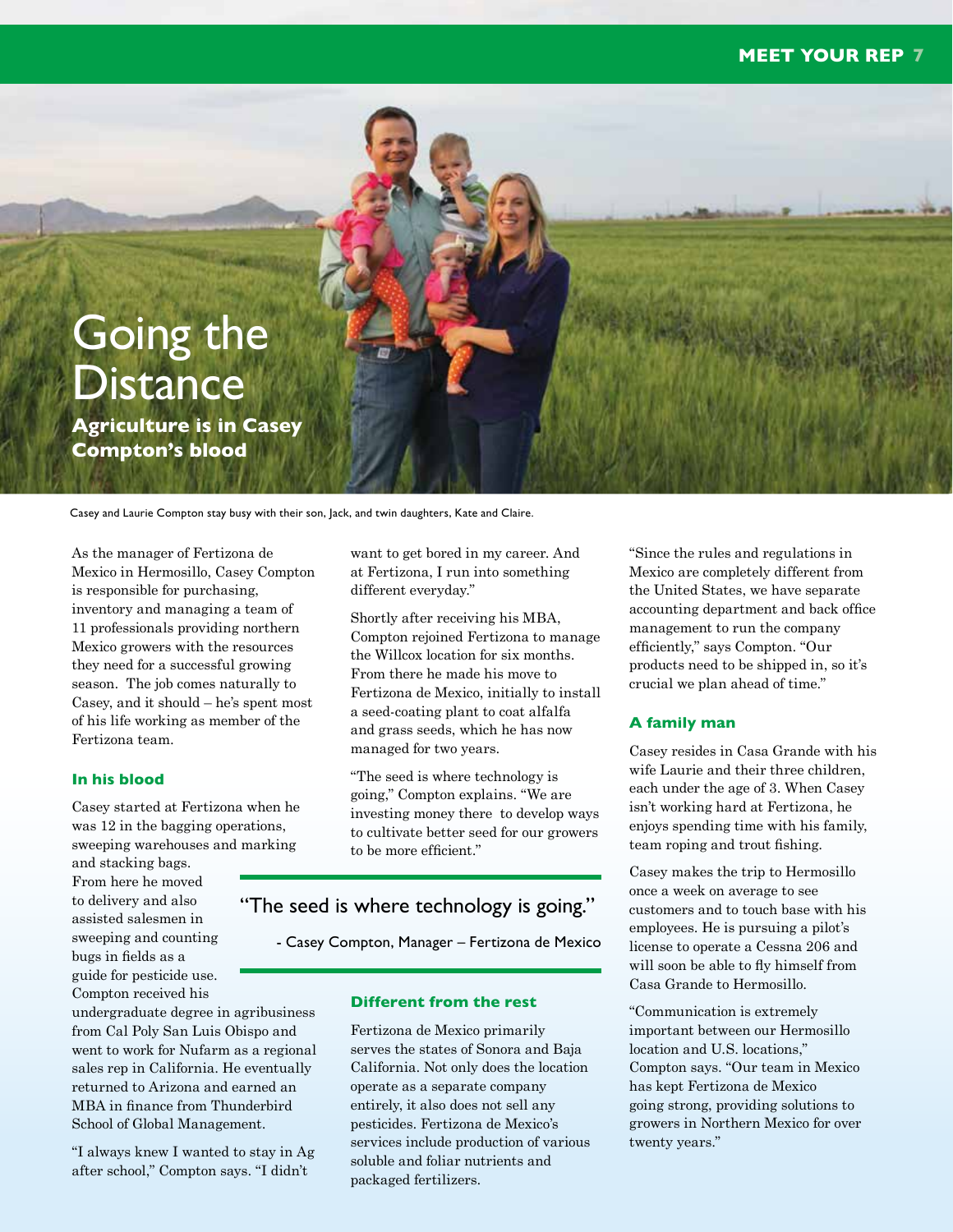# Going the Distance

**Agriculture is in Casey Compton's blood**

Casey and Laurie Compton stay busy with their son, Jack, and twin daughters, Kate and Claire.

As the manager of Fertizona de Mexico in Hermosillo, Casey Compton is responsible for purchasing, inventory and managing a team of 11 professionals providing northern Mexico growers with the resources they need for a successful growing season. The job comes naturally to Casey, and it should – he's spent most of his life working as member of the Fertizona team.

### In his blood

Casey started at Fertizona when he was 12 in the bagging operations, sweeping warehouses and marking and stacking bags. From here he moved to delivery and also assisted salesmen in sweeping and counting bugs in fields as a guide for pesticide use. Compton received his undergraduate degree in agribusiness from Cal Poly San Luis Obispo and went to work for Nufarm as a regional sales rep in California. He eventually returned to Arizona and earned an MBA in finance from Thunderbird School of Global Management.

"I always knew I wanted to stay in Ag after school," Compton says. "I didn't want to get bored in my career. And at Fertizona, I run into something different everyday."

Shortly after receiving his MBA, Compton rejoined Fertizona to manage the Willcox location for six months. From there he made his move to Fertizona de Mexico, initially to install a seed-coating plant to coat alfalfa and grass seeds, which he has now managed for two years.

"The seed is where technology is going," Compton explains. "We are investing money there to develop ways to cultivate better seed for our growers to be more efficient."

> "The seed is where technology is going."
>
> \- Casey Compton, Manager – Fertizona de Mexico

### Different from the rest

Fertizona de Mexico primarily serves the states of Sonora and Baja California. Not only does the location operate as a separate company entirely, it also does not sell any pesticides. Fertizona de Mexico's services include production of various soluble and foliar nutrients and packaged fertilizers.

"Since the rules and regulations in Mexico are completely different from the United States, we have separate accounting department and back office management to run the company efficiently," says Compton. "Our products need to be shipped in, so it's crucial we plan ahead of time."

### A family man

Casey resides in Casa Grande with his wife Laurie and their three children, each under the age of 3. When Casey isn't working hard at Fertizona, he enjoys spending time with his family, team roping and trout fishing.

Casey makes the trip to Hermosillo once a week on average to see customers and to touch base with his employees. He is pursuing a pilot's license to operate a Cessna 206 and will soon be able to fly himself from Casa Grande to Hermosillo.

"Communication is extremely important between our Hermosillo location and U.S. locations," Compton says. "Our team in Mexico has kept Fertizona de Mexico going strong, providing solutions to growers in Northern Mexico for over twenty years."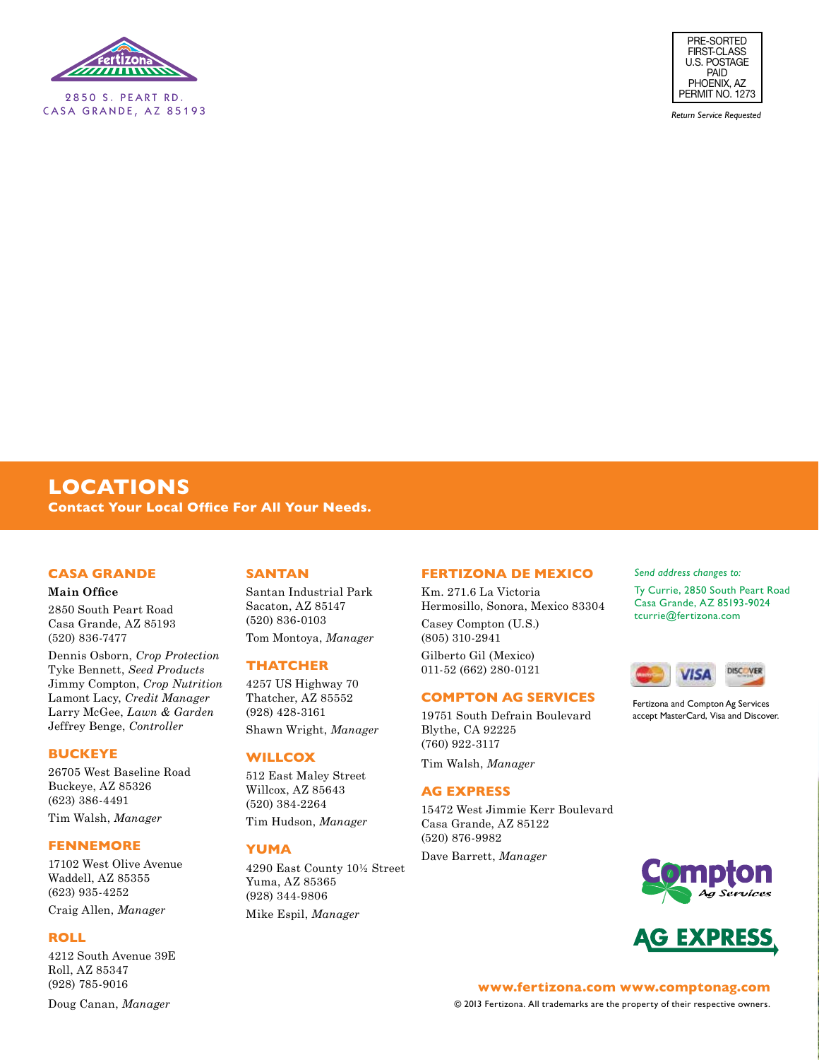2850 S. PEART RD.
CASA GRANDE, AZ 85193

PRE-SORTED
FIRST-CLASS
U.S. POSTAGE
PAID
PHOENIX, AZ
PERMIT NO. 1273

*Return Service Requested*

## LOCATIONS

**Contact Your Local Office For All Your Needs.**

### CASA GRANDE

**Main Office**

2850 South Peart Road
Casa Grande, AZ 85193
(520) 836-7477

Dennis Osborn, *Crop Protection*
Tyke Bennett, *Seed Products*
Jimmy Compton, *Crop Nutrition*
Lamont Lacy, *Credit Manager*
Larry McGee, *Lawn & Garden*
Jeffrey Benge, *Controller*

### BUCKEYE

26705 West Baseline Road
Buckeye, AZ 85326
(623) 386-4491

Tim Walsh, *Manager*

### FENNEMORE

17102 West Olive Avenue
Waddell, AZ 85355
(623) 935-4252

Craig Allen, *Manager*

### ROLL

4212 South Avenue 39E
Roll, AZ 85347
(928) 785-9016

Doug Canan, *Manager*

### SANTAN

Santan Industrial Park
Sacaton, AZ 85147
(520) 836-0103

Tom Montoya, *Manager*

### THATCHER

4257 US Highway 70
Thatcher, AZ 85552
(928) 428-3161

Shawn Wright, *Manager*

### WILLCOX

512 East Maley Street
Willcox, AZ 85643
(520) 384-2264

Tim Hudson, *Manager*

### YUMA

4290 East County 10½ Street
Yuma, AZ 85365
(928) 344-9806

Mike Espil, *Manager*

### FERTIZONA DE MEXICO

Km. 271.6 La Victoria
Hermosillo, Sonora, Mexico 83304

Casey Compton (U.S.)
(805) 310-2941

Gilberto Gil (Mexico)
011-52 (662) 280-0121

### COMPTON AG SERVICES

19751 South Defrain Boulevard
Blythe, CA 92225
(760) 922-3117

Tim Walsh, *Manager*

### AG EXPRESS

15472 West Jimmie Kerr Boulevard
Casa Grande, AZ 85122
(520) 876-9982

Dave Barrett, *Manager*

*Send address changes to:*

Ty Currie, 2850 South Peart Road
Casa Grande, AZ 85193-9024
tcurrie@fertizona.com

Fertizona and Compton Ag Services accept MasterCard, Visa and Discover.

**www.fertizona.com www.comptonag.com**

© 2013 Fertizona. All trademarks are the property of their respective owners.